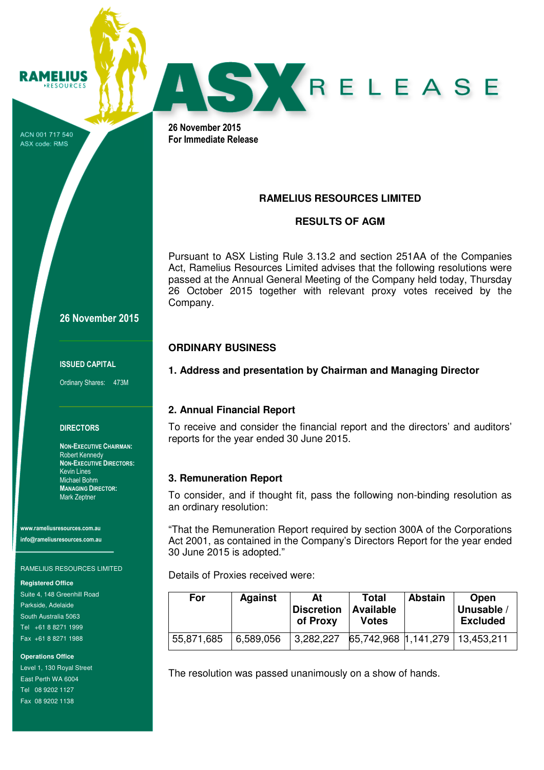RAMELIUS RESOURCES

ACN 001 717 540
ASX code: RMS

# ASX RELEASE

**26 November 2015**
**For Immediate Release**

**26 November 2015**

**ISSUED CAPITAL**

Ordinary Shares: 473M

**DIRECTORS**

**NON-EXECUTIVE CHAIRMAN:**
Robert Kennedy
**NON-EXECUTIVE DIRECTORS:**
Kevin Lines
Michael Bohm
**MANAGING DIRECTOR:**
Mark Zeptner

**www.rameliusresources.com.au**
**info@rameliusresources.com.au**

RAMELIUS RESOURCES LIMITED

**Registered Office**
Suite 4, 148 Greenhill Road
Parkside, Adelaide
South Australia 5063
Tel +61 8 8271 1999
Fax +61 8 8271 1988

**Operations Office**
Level 1, 130 Royal Street
East Perth WA 6004
Tel 08 9202 1127
Fax 08 9202 1138

## RAMELIUS RESOURCES LIMITED

## RESULTS OF AGM

Pursuant to ASX Listing Rule 3.13.2 and section 251AA of the Companies Act, Ramelius Resources Limited advises that the following resolutions were passed at the Annual General Meeting of the Company held today, Thursday 26 October 2015 together with relevant proxy votes received by the Company.

## ORDINARY BUSINESS

### 1. Address and presentation by Chairman and Managing Director

### 2. Annual Financial Report

To receive and consider the financial report and the directors' and auditors' reports for the year ended 30 June 2015.

### 3. Remuneration Report

To consider, and if thought fit, pass the following non-binding resolution as an ordinary resolution:

"That the Remuneration Report required by section 300A of the Corporations Act 2001, as contained in the Company's Directors Report for the year ended 30 June 2015 is adopted."

Details of Proxies received were:

| For | Against | At Discretion of Proxy | Total Available Votes | Abstain | Open Unusable / Excluded |
|---|---|---|---|---|---|
| 55,871,685 | 6,589,056 | 3,282,227 | 65,742,968 | 1,141,279 | 13,453,211 |

The resolution was passed unanimously on a show of hands.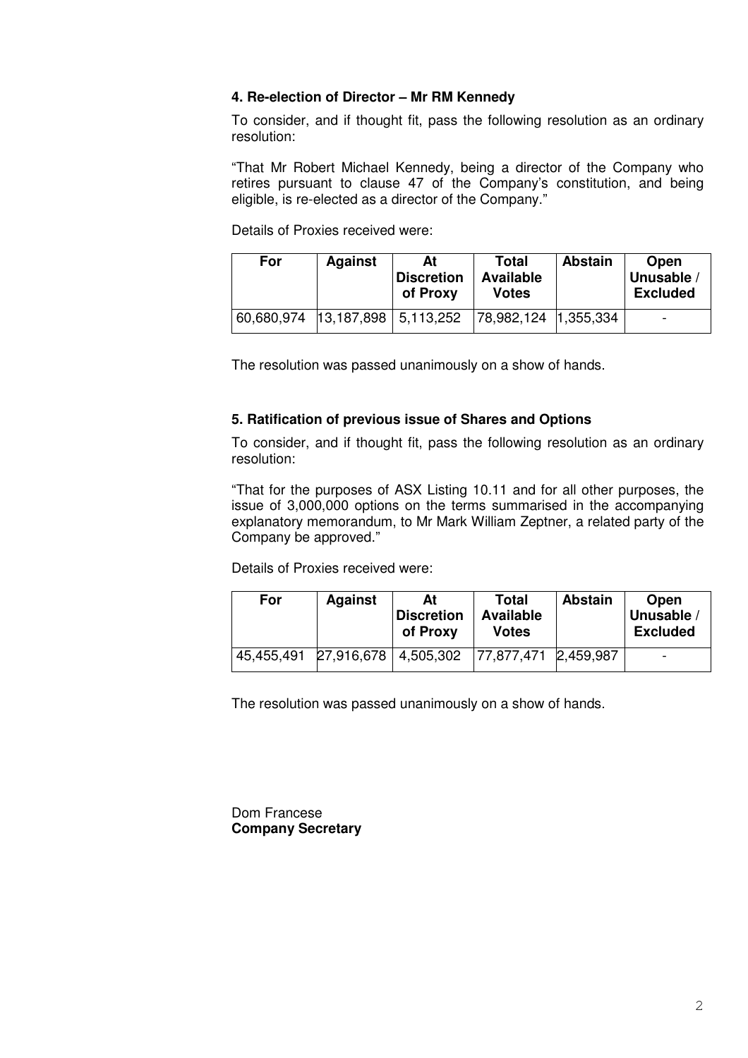### 4. Re-election of Director – Mr RM Kennedy

To consider, and if thought fit, pass the following resolution as an ordinary resolution:

"That Mr Robert Michael Kennedy, being a director of the Company who retires pursuant to clause 47 of the Company's constitution, and being eligible, is re-elected as a director of the Company."

Details of Proxies received were:

| For | Against | At Discretion of Proxy | Total Available Votes | Abstain | Open Unusable / Excluded |
|---|---|---|---|---|---|
| 60,680,974 | 13,187,898 | 5,113,252 | 78,982,124 | 1,355,334 | - |

The resolution was passed unanimously on a show of hands.

### 5. Ratification of previous issue of Shares and Options

To consider, and if thought fit, pass the following resolution as an ordinary resolution:

"That for the purposes of ASX Listing 10.11 and for all other purposes, the issue of 3,000,000 options on the terms summarised in the accompanying explanatory memorandum, to Mr Mark William Zeptner, a related party of the Company be approved."

Details of Proxies received were:

| For | Against | At Discretion of Proxy | Total Available Votes | Abstain | Open Unusable / Excluded |
|---|---|---|---|---|---|
| 45,455,491 | 27,916,678 | 4,505,302 | 77,877,471 | 2,459,987 | - |

The resolution was passed unanimously on a show of hands.

Dom Francese
**Company Secretary**